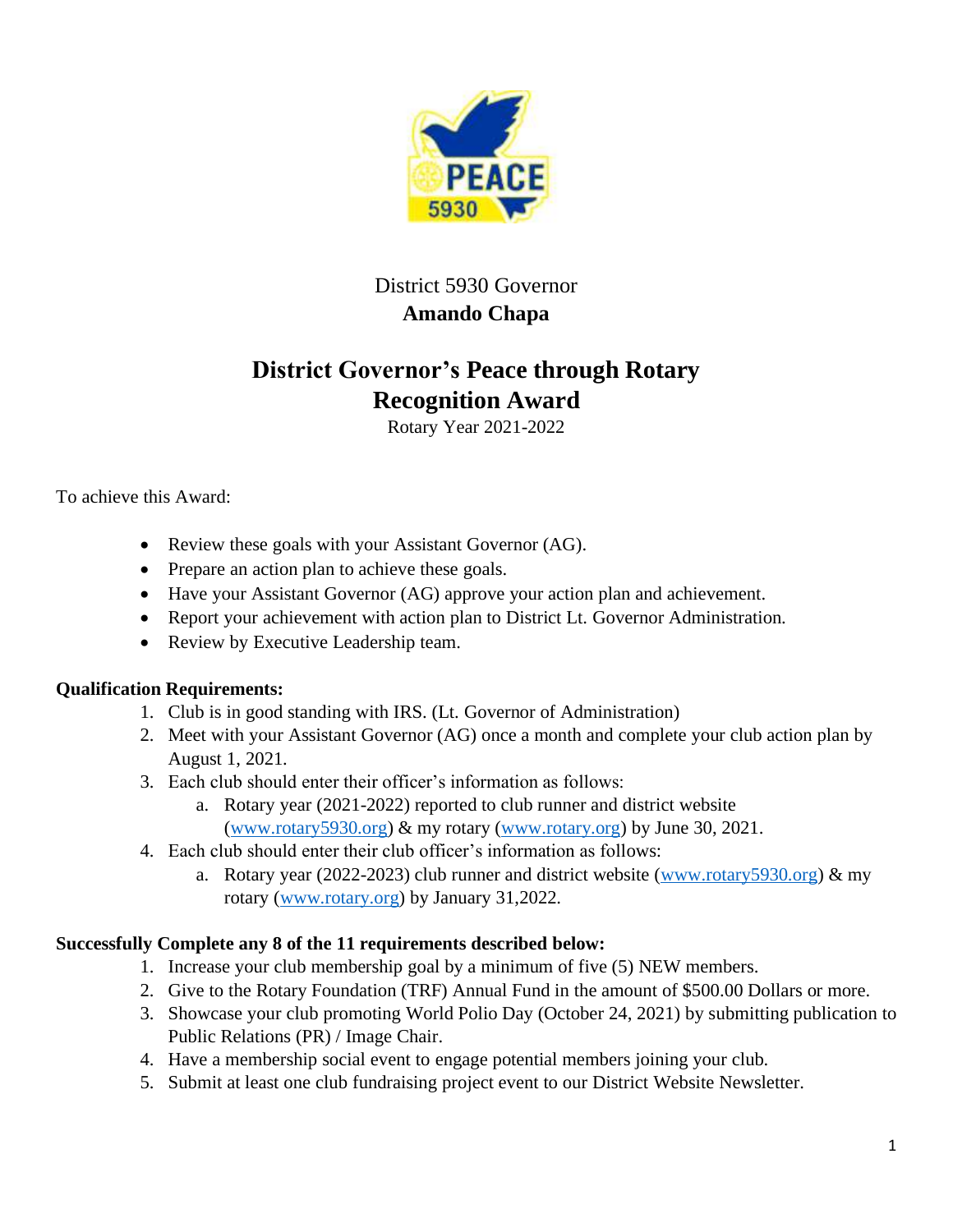District 5930 Governor
**Amando Chapa**

# District Governor's Peace through Rotary Recognition Award

Rotary Year 2021-2022

To achieve this Award:

- Review these goals with your Assistant Governor (AG).
- Prepare an action plan to achieve these goals.
- Have your Assistant Governor (AG) approve your action plan and achievement.
- Report your achievement with action plan to District Lt. Governor Administration.
- Review by Executive Leadership team.

**Qualification Requirements:**

1. Club is in good standing with IRS. (Lt. Governor of Administration)
2. Meet with your Assistant Governor (AG) once a month and complete your club action plan by August 1, 2021.
3. Each club should enter their officer's information as follows:
   a. Rotary year (2021-2022) reported to club runner and district website (www.rotary5930.org) & my rotary (www.rotary.org) by June 30, 2021.
4. Each club should enter their club officer's information as follows:
   a. Rotary year (2022-2023) club runner and district website (www.rotary5930.org) & my rotary (www.rotary.org) by January 31,2022.

**Successfully Complete any 8 of the 11 requirements described below:**

1. Increase your club membership goal by a minimum of five (5) NEW members.
2. Give to the Rotary Foundation (TRF) Annual Fund in the amount of $500.00 Dollars or more.
3. Showcase your club promoting World Polio Day (October 24, 2021) by submitting publication to Public Relations (PR) / Image Chair.
4. Have a membership social event to engage potential members joining your club.
5. Submit at least one club fundraising project event to our District Website Newsletter.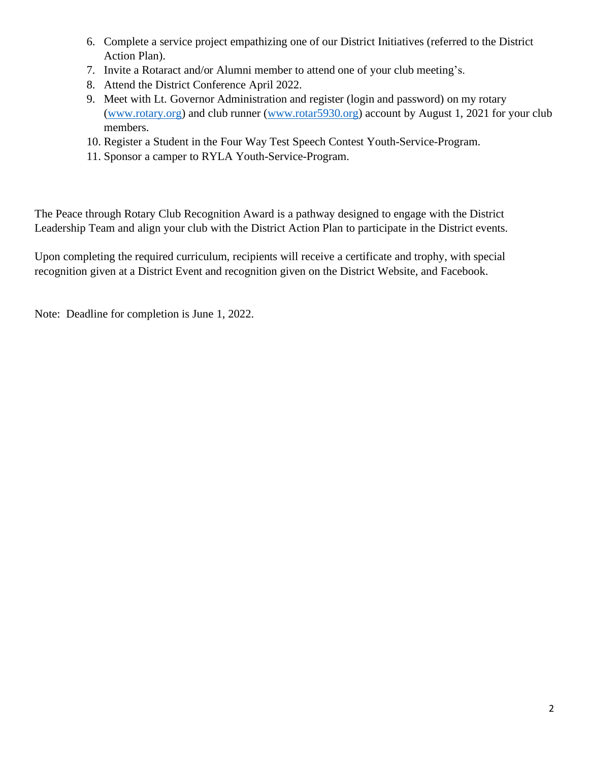6. Complete a service project empathizing one of our District Initiatives (referred to the District Action Plan).
7. Invite a Rotaract and/or Alumni member to attend one of your club meeting's.
8. Attend the District Conference April 2022.
9. Meet with Lt. Governor Administration and register (login and password) on my rotary ([www.rotary.org](http://www.rotary.org)) and club runner ([www.rotar5930.org](http://www.rotar5930.org)) account by August 1, 2021 for your club members.
10. Register a Student in the Four Way Test Speech Contest Youth-Service-Program.
11. Sponsor a camper to RYLA Youth-Service-Program.

The Peace through Rotary Club Recognition Award is a pathway designed to engage with the District Leadership Team and align your club with the District Action Plan to participate in the District events.

Upon completing the required curriculum, recipients will receive a certificate and trophy, with special recognition given at a District Event and recognition given on the District Website, and Facebook.

Note: Deadline for completion is June 1, 2022.